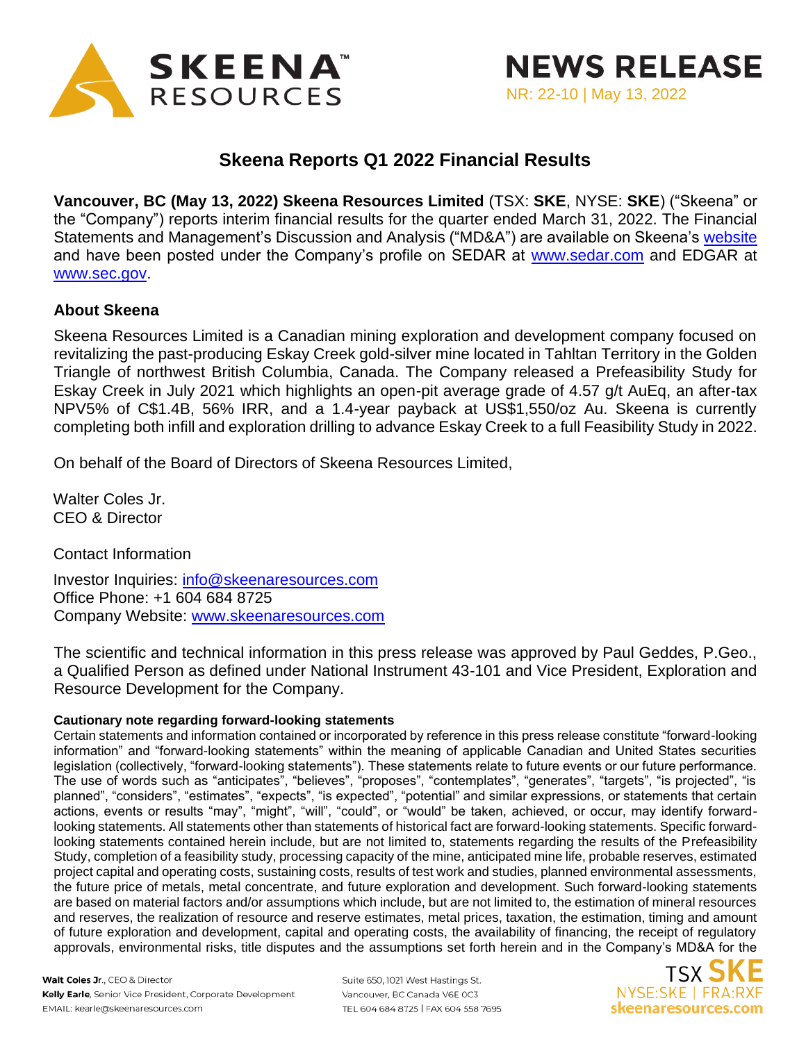**NEWS RELEASE**

NR: 22-10 | May 13, 2022

# Skeena Reports Q1 2022 Financial Results

**Vancouver, BC (May 13, 2022) Skeena Resources Limited** (TSX: **SKE**, NYSE: **SKE**) ("Skeena" or the "Company") reports interim financial results for the quarter ended March 31, 2022. The Financial Statements and Management's Discussion and Analysis ("MD&A") are available on Skeena's website and have been posted under the Company's profile on SEDAR at www.sedar.com and EDGAR at www.sec.gov.

## About Skeena

Skeena Resources Limited is a Canadian mining exploration and development company focused on revitalizing the past-producing Eskay Creek gold-silver mine located in Tahltan Territory in the Golden Triangle of northwest British Columbia, Canada. The Company released a Prefeasibility Study for Eskay Creek in July 2021 which highlights an open-pit average grade of 4.57 g/t AuEq, an after-tax NPV5% of C$1.4B, 56% IRR, and a 1.4-year payback at US$1,550/oz Au. Skeena is currently completing both infill and exploration drilling to advance Eskay Creek to a full Feasibility Study in 2022.

On behalf of the Board of Directors of Skeena Resources Limited,

Walter Coles Jr.
CEO & Director

Contact Information

Investor Inquiries: info@skeenaresources.com
Office Phone: +1 604 684 8725
Company Website: www.skeenaresources.com

The scientific and technical information in this press release was approved by Paul Geddes, P.Geo., a Qualified Person as defined under National Instrument 43-101 and Vice President, Exploration and Resource Development for the Company.

**Cautionary note regarding forward-looking statements**

Certain statements and information contained or incorporated by reference in this press release constitute "forward-looking information" and "forward-looking statements" within the meaning of applicable Canadian and United States securities legislation (collectively, "forward-looking statements"). These statements relate to future events or our future performance. The use of words such as "anticipates", "believes", "proposes", "contemplates", "generates", "targets", "is projected", "is planned", "considers", "estimates", "expects", "is expected", "potential" and similar expressions, or statements that certain actions, events or results "may", "might", "will", "could", or "would" be taken, achieved, or occur, may identify forward-looking statements. All statements other than statements of historical fact are forward-looking statements. Specific forward-looking statements contained herein include, but are not limited to, statements regarding the results of the Prefeasibility Study, completion of a feasibility study, processing capacity of the mine, anticipated mine life, probable reserves, estimated project capital and operating costs, sustaining costs, results of test work and studies, planned environmental assessments, the future price of metals, metal concentrate, and future exploration and development. Such forward-looking statements are based on material factors and/or assumptions which include, but are not limited to, the estimation of mineral resources and reserves, the realization of resource and reserve estimates, metal prices, taxation, the estimation, timing and amount of future exploration and development, capital and operating costs, the availability of financing, the receipt of regulatory approvals, environmental risks, title disputes and the assumptions set forth herein and in the Company's MD&A for the

Walt Coles Jr., CEO & Director
Kelly Earle, Senior Vice President, Corporate Development
EMAIL: kearle@skeenaresources.com

Suite 650, 1021 West Hastings St.
Vancouver, BC Canada V6E 0C3
TEL 604 684 8725 | FAX 604 558 7695

TSX SKE
NYSE:SKE | FRA:RXF
skeenaresources.com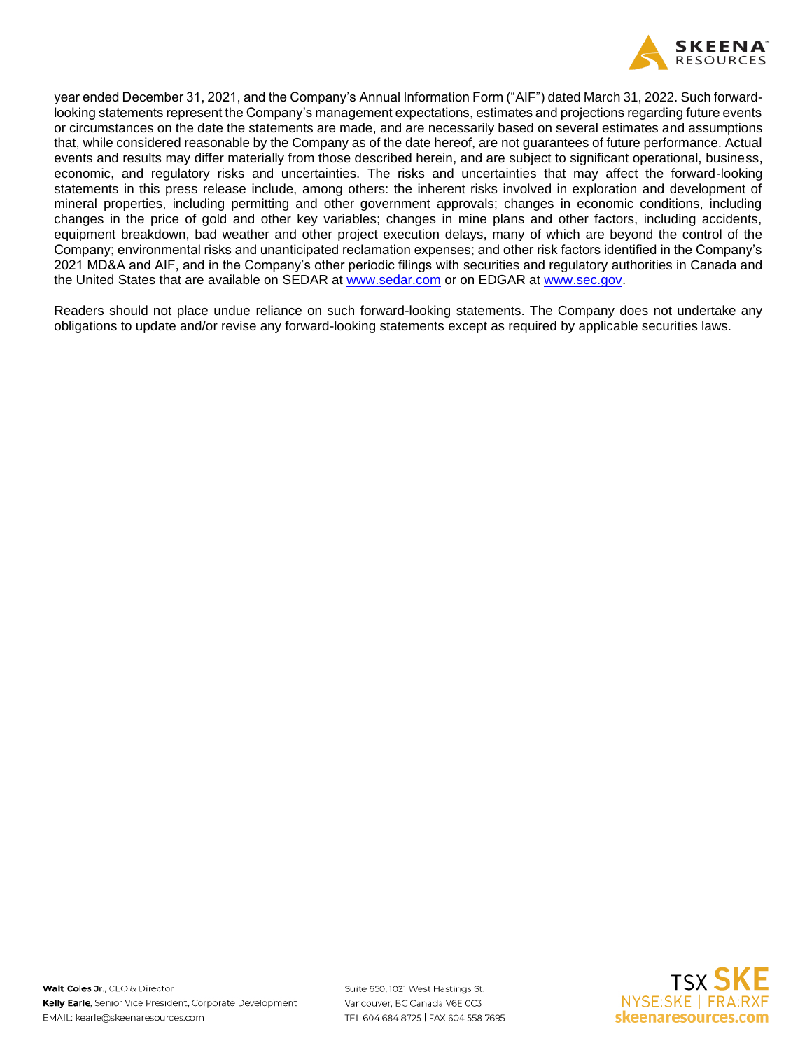year ended December 31, 2021, and the Company's Annual Information Form ("AIF") dated March 31, 2022. Such forward-looking statements represent the Company's management expectations, estimates and projections regarding future events or circumstances on the date the statements are made, and are necessarily based on several estimates and assumptions that, while considered reasonable by the Company as of the date hereof, are not guarantees of future performance. Actual events and results may differ materially from those described herein, and are subject to significant operational, business, economic, and regulatory risks and uncertainties. The risks and uncertainties that may affect the forward-looking statements in this press release include, among others: the inherent risks involved in exploration and development of mineral properties, including permitting and other government approvals; changes in economic conditions, including changes in the price of gold and other key variables; changes in mine plans and other factors, including accidents, equipment breakdown, bad weather and other project execution delays, many of which are beyond the control of the Company; environmental risks and unanticipated reclamation expenses; and other risk factors identified in the Company's 2021 MD&A and AIF, and in the Company's other periodic filings with securities and regulatory authorities in Canada and the United States that are available on SEDAR at [www.sedar.com](http://www.sedar.com) or on EDGAR at [www.sec.gov](http://www.sec.gov).

Readers should not place undue reliance on such forward-looking statements. The Company does not undertake any obligations to update and/or revise any forward-looking statements except as required by applicable securities laws.

**Walt Coles Jr.**, CEO & Director
**Kelly Earle**, Senior Vice President, Corporate Development
EMAIL: kearle@skeenaresources.com

Suite 650, 1021 West Hastings St.
Vancouver, BC Canada V6E 0C3
TEL 604 684 8725 | FAX 604 558 7695

TSX SKE
NYSE:SKE | FRA:RXF
skeenaresources.com